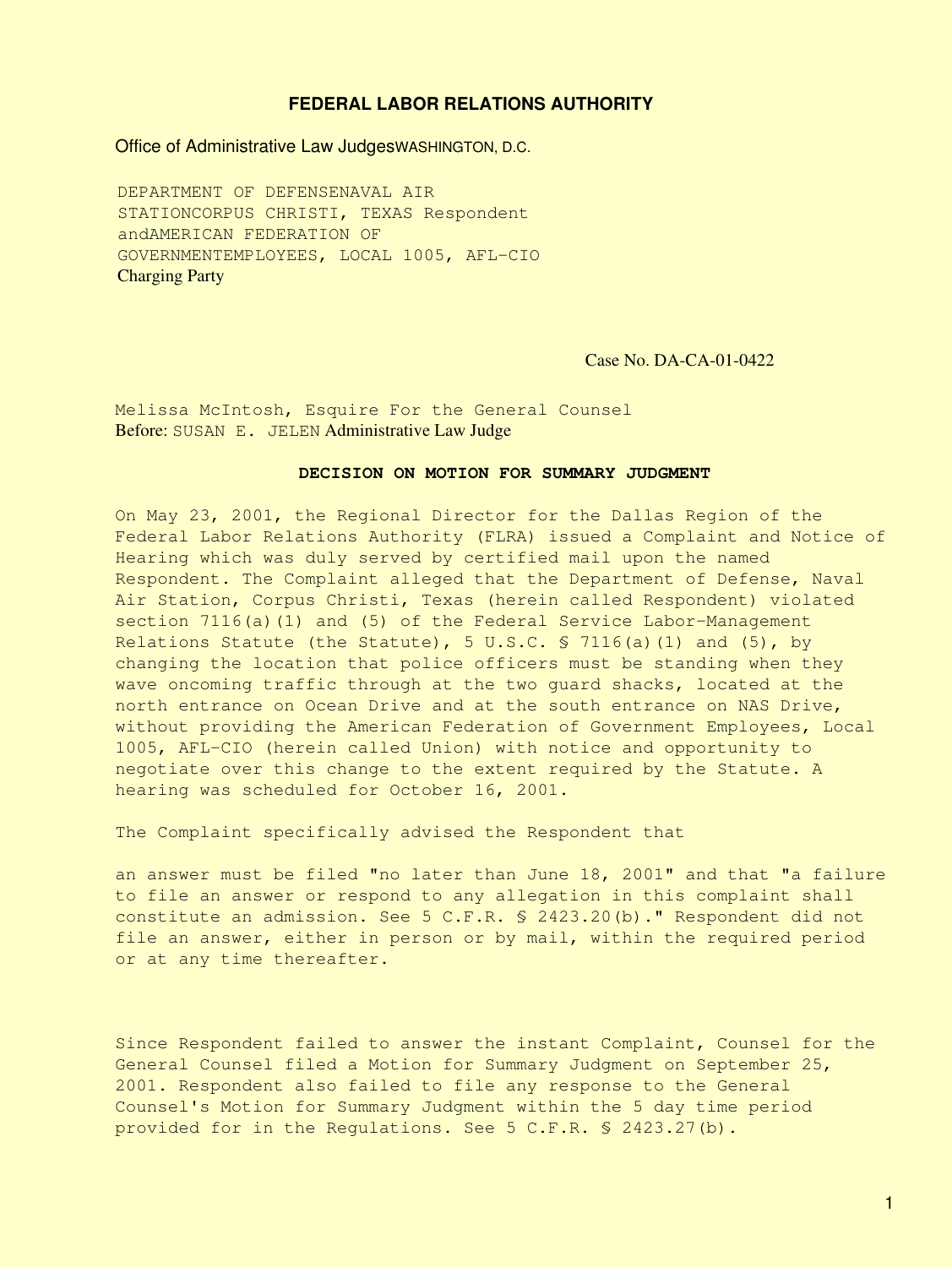**FEDERAL LABOR RELATIONS AUTHORITY**

Office of Administrative Law JudgesWASHINGTON, D.C.

DEPARTMENT OF DEFENSENAVAL AIR STATIONCORPUS CHRISTI, TEXAS Respondent andAMERICAN FEDERATION OF GOVERNMENTEMPLOYEES, LOCAL 1005, AFL-CIO
Charging Party

Case No. DA-CA-01-0422

Melissa McIntosh, Esquire For the General Counsel
Before: SUSAN E. JELEN Administrative Law Judge

**DECISION ON MOTION FOR SUMMARY JUDGMENT**

On May 23, 2001, the Regional Director for the Dallas Region of the Federal Labor Relations Authority (FLRA) issued a Complaint and Notice of Hearing which was duly served by certified mail upon the named Respondent. The Complaint alleged that the Department of Defense, Naval Air Station, Corpus Christi, Texas (herein called Respondent) violated section 7116(a)(1) and (5) of the Federal Service Labor-Management Relations Statute (the Statute), 5 U.S.C. § 7116(a)(1) and (5), by changing the location that police officers must be standing when they wave oncoming traffic through at the two guard shacks, located at the north entrance on Ocean Drive and at the south entrance on NAS Drive, without providing the American Federation of Government Employees, Local 1005, AFL-CIO (herein called Union) with notice and opportunity to negotiate over this change to the extent required by the Statute. A hearing was scheduled for October 16, 2001.

The Complaint specifically advised the Respondent that

an answer must be filed "no later than June 18, 2001" and that "a failure to file an answer or respond to any allegation in this complaint shall constitute an admission. See 5 C.F.R. § 2423.20(b)." Respondent did not file an answer, either in person or by mail, within the required period or at any time thereafter.

Since Respondent failed to answer the instant Complaint, Counsel for the General Counsel filed a Motion for Summary Judgment on September 25, 2001. Respondent also failed to file any response to the General Counsel's Motion for Summary Judgment within the 5 day time period provided for in the Regulations. See 5 C.F.R. § 2423.27(b).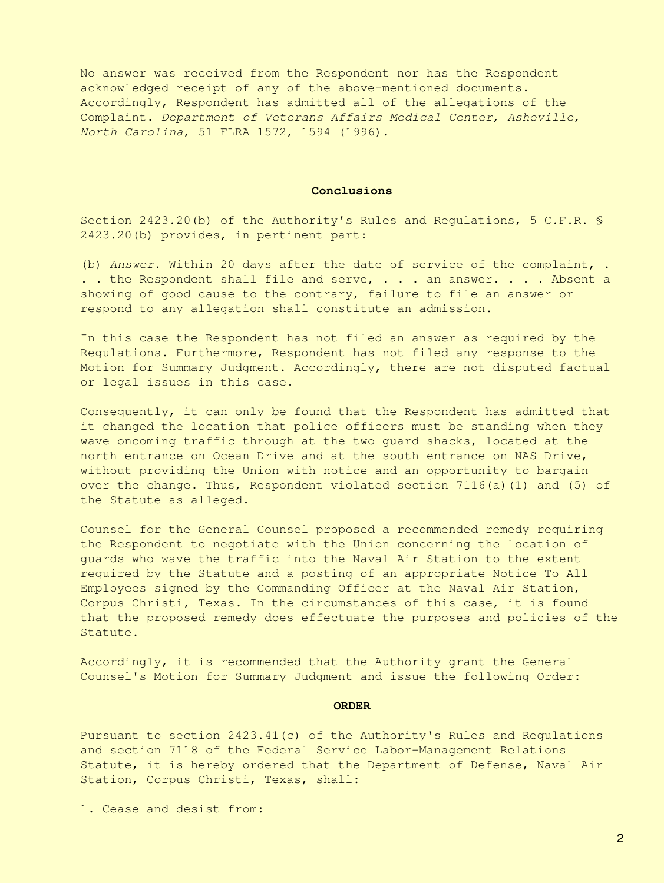No answer was received from the Respondent nor has the Respondent acknowledged receipt of any of the above-mentioned documents. Accordingly, Respondent has admitted all of the allegations of the Complaint. *Department of Veterans Affairs Medical Center, Asheville, North Carolina*, 51 FLRA 1572, 1594 (1996).

**Conclusions**

Section 2423.20(b) of the Authority's Rules and Regulations, 5 C.F.R. § 2423.20(b) provides, in pertinent part:

(b) *Answer*. Within 20 days after the date of service of the complaint, . . . the Respondent shall file and serve, . . . an answer. . . . Absent a showing of good cause to the contrary, failure to file an answer or respond to any allegation shall constitute an admission.

In this case the Respondent has not filed an answer as required by the Regulations. Furthermore, Respondent has not filed any response to the Motion for Summary Judgment. Accordingly, there are not disputed factual or legal issues in this case.

Consequently, it can only be found that the Respondent has admitted that it changed the location that police officers must be standing when they wave oncoming traffic through at the two guard shacks, located at the north entrance on Ocean Drive and at the south entrance on NAS Drive, without providing the Union with notice and an opportunity to bargain over the change. Thus, Respondent violated section 7116(a)(1) and (5) of the Statute as alleged.

Counsel for the General Counsel proposed a recommended remedy requiring the Respondent to negotiate with the Union concerning the location of guards who wave the traffic into the Naval Air Station to the extent required by the Statute and a posting of an appropriate Notice To All Employees signed by the Commanding Officer at the Naval Air Station, Corpus Christi, Texas. In the circumstances of this case, it is found that the proposed remedy does effectuate the purposes and policies of the Statute.

Accordingly, it is recommended that the Authority grant the General Counsel's Motion for Summary Judgment and issue the following Order:

**ORDER**

Pursuant to section 2423.41(c) of the Authority's Rules and Regulations and section 7118 of the Federal Service Labor-Management Relations Statute, it is hereby ordered that the Department of Defense, Naval Air Station, Corpus Christi, Texas, shall:

1. Cease and desist from: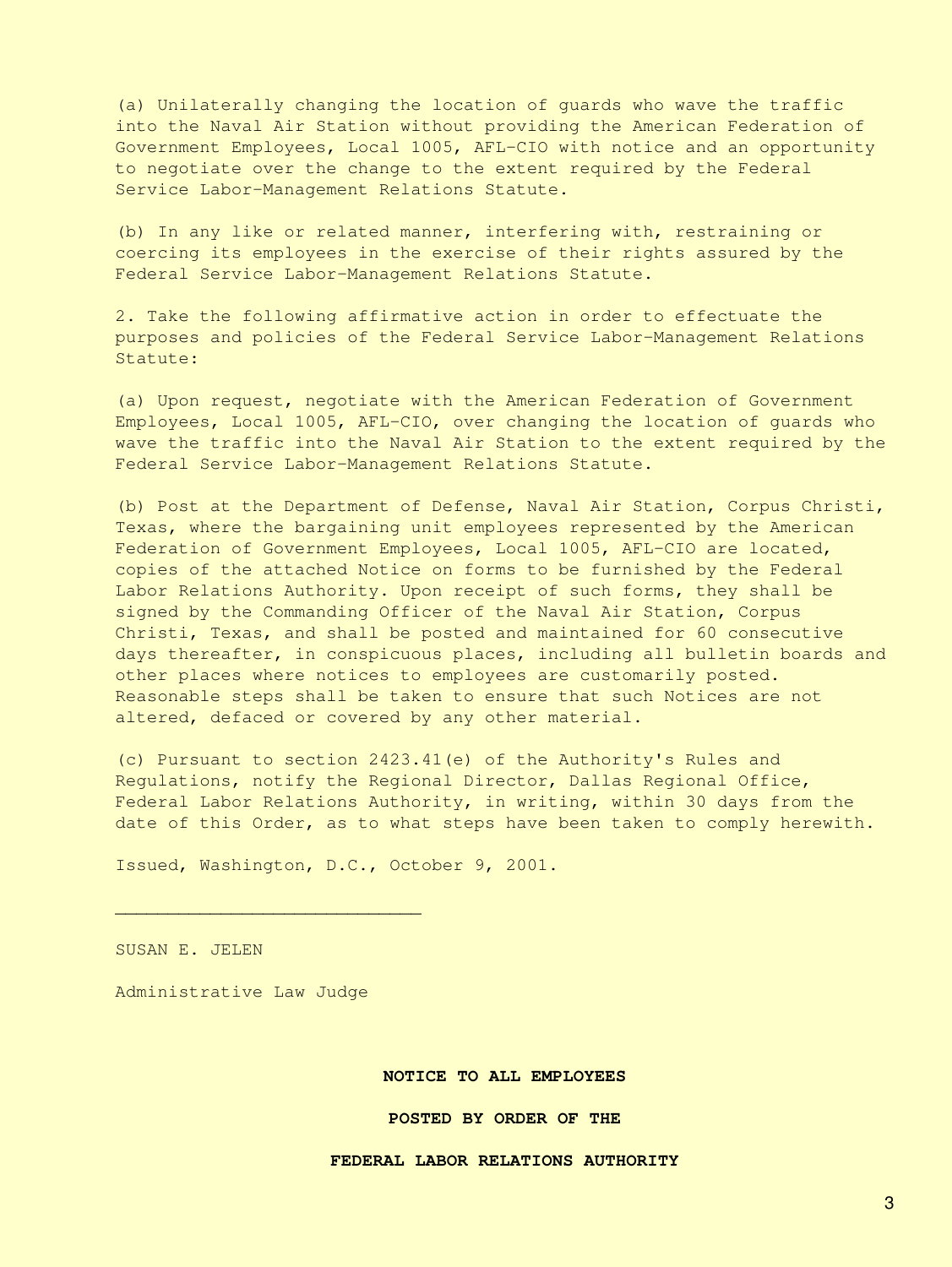(a) Unilaterally changing the location of guards who wave the traffic into the Naval Air Station without providing the American Federation of Government Employees, Local 1005, AFL-CIO with notice and an opportunity to negotiate over the change to the extent required by the Federal Service Labor-Management Relations Statute.

(b) In any like or related manner, interfering with, restraining or coercing its employees in the exercise of their rights assured by the Federal Service Labor-Management Relations Statute.

2. Take the following affirmative action in order to effectuate the purposes and policies of the Federal Service Labor-Management Relations Statute:

(a) Upon request, negotiate with the American Federation of Government Employees, Local 1005, AFL-CIO, over changing the location of guards who wave the traffic into the Naval Air Station to the extent required by the Federal Service Labor-Management Relations Statute.

(b) Post at the Department of Defense, Naval Air Station, Corpus Christi, Texas, where the bargaining unit employees represented by the American Federation of Government Employees, Local 1005, AFL-CIO are located, copies of the attached Notice on forms to be furnished by the Federal Labor Relations Authority. Upon receipt of such forms, they shall be signed by the Commanding Officer of the Naval Air Station, Corpus Christi, Texas, and shall be posted and maintained for 60 consecutive days thereafter, in conspicuous places, including all bulletin boards and other places where notices to employees are customarily posted. Reasonable steps shall be taken to ensure that such Notices are not altered, defaced or covered by any other material.

(c) Pursuant to section 2423.41(e) of the Authority's Rules and Regulations, notify the Regional Director, Dallas Regional Office, Federal Labor Relations Authority, in writing, within 30 days from the date of this Order, as to what steps have been taken to comply herewith.

Issued, Washington, D.C., October 9, 2001.

_____________________________

SUSAN E. JELEN

Administrative Law Judge

**NOTICE TO ALL EMPLOYEES**

**POSTED BY ORDER OF THE**

**FEDERAL LABOR RELATIONS AUTHORITY**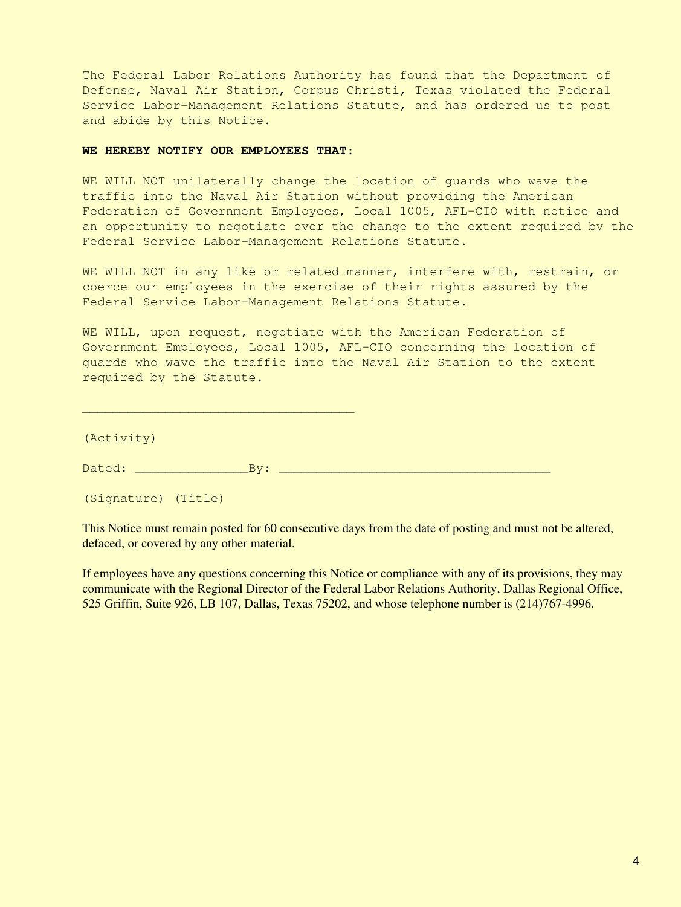The Federal Labor Relations Authority has found that the Department of Defense, Naval Air Station, Corpus Christi, Texas violated the Federal Service Labor-Management Relations Statute, and has ordered us to post and abide by this Notice.

**WE HEREBY NOTIFY OUR EMPLOYEES THAT:**

WE WILL NOT unilaterally change the location of guards who wave the traffic into the Naval Air Station without providing the American Federation of Government Employees, Local 1005, AFL-CIO with notice and an opportunity to negotiate over the change to the extent required by the Federal Service Labor-Management Relations Statute.

WE WILL NOT in any like or related manner, interfere with, restrain, or coerce our employees in the exercise of their rights assured by the Federal Service Labor-Management Relations Statute.

WE WILL, upon request, negotiate with the American Federation of Government Employees, Local 1005, AFL-CIO concerning the location of guards who wave the traffic into the Naval Air Station to the extent required by the Statute.

____________________________________

(Activity)

Dated: _______________By: ____________________________________

(Signature) (Title)

This Notice must remain posted for 60 consecutive days from the date of posting and must not be altered, defaced, or covered by any other material.

If employees have any questions concerning this Notice or compliance with any of its provisions, they may communicate with the Regional Director of the Federal Labor Relations Authority, Dallas Regional Office, 525 Griffin, Suite 926, LB 107, Dallas, Texas 75202, and whose telephone number is (214)767-4996.